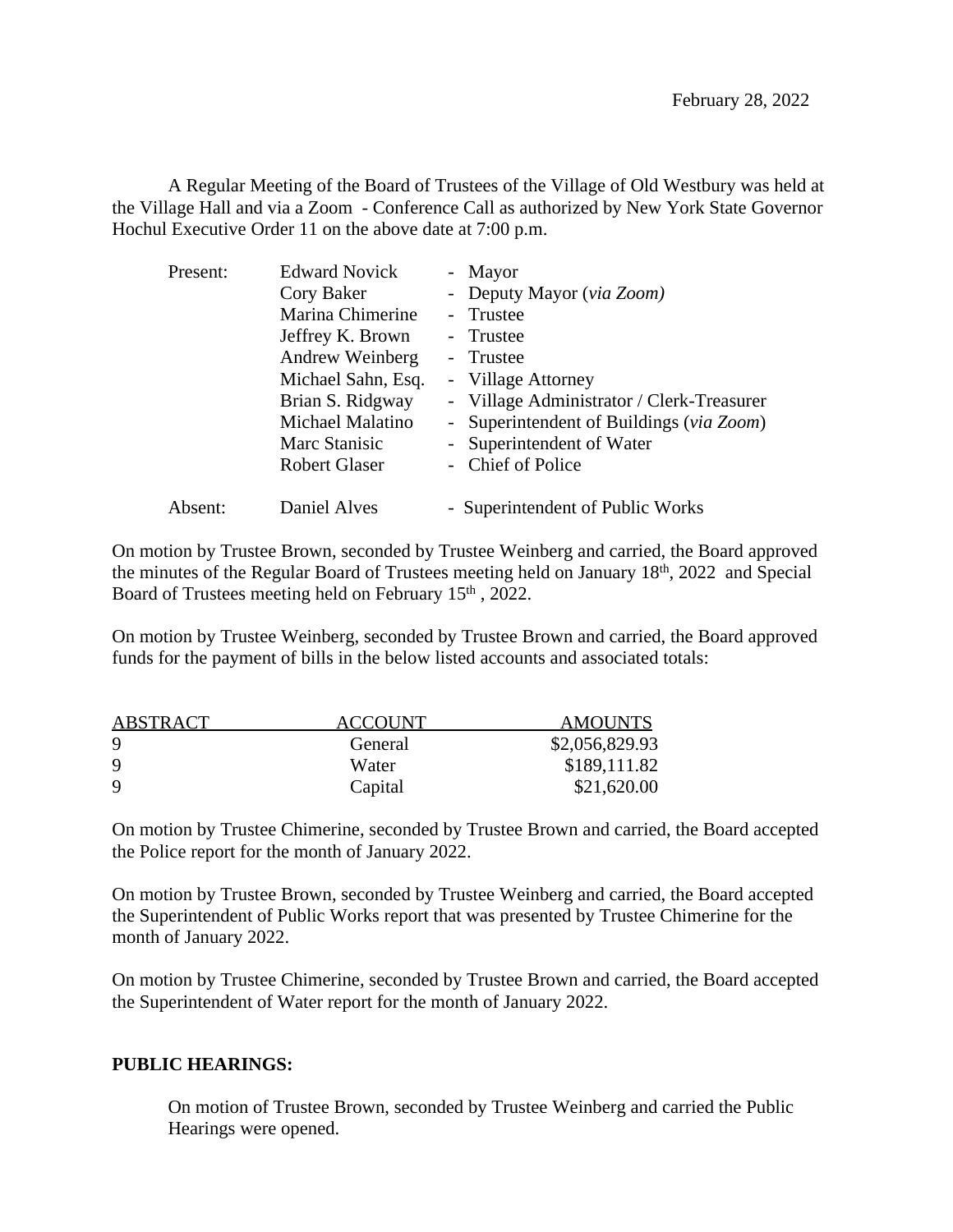February 28, 2022

A Regular Meeting of the Board of Trustees of the Village of Old Westbury was held at the Village Hall and via a Zoom - Conference Call as authorized by New York State Governor Hochul Executive Order 11 on the above date at 7:00 p.m.

| | | |
|---|---|---|
| Present: | Edward Novick | - Mayor |
| | Cory Baker | - Deputy Mayor (*via Zoom)* |
| | Marina Chimerine | - Trustee |
| | Jeffrey K. Brown | - Trustee |
| | Andrew Weinberg | - Trustee |
| | Michael Sahn, Esq. | - Village Attorney |
| | Brian S. Ridgway | - Village Administrator / Clerk-Treasurer |
| | Michael Malatino | - Superintendent of Buildings (*via Zoom*) |
| | Marc Stanisic | - Superintendent of Water |
| | Robert Glaser | - Chief of Police |
| Absent: | Daniel Alves | - Superintendent of Public Works |

On motion by Trustee Brown, seconded by Trustee Weinberg and carried, the Board approved the minutes of the Regular Board of Trustees meeting held on January 18th, 2022 and Special Board of Trustees meeting held on February 15th , 2022.

On motion by Trustee Weinberg, seconded by Trustee Brown and carried, the Board approved funds for the payment of bills in the below listed accounts and associated totals:

| ABSTRACT | ACCOUNT | AMOUNTS |
|---|---|---|
| 9 | General | $2,056,829.93 |
| 9 | Water | $189,111.82 |
| 9 | Capital | $21,620.00 |

On motion by Trustee Chimerine, seconded by Trustee Brown and carried, the Board accepted the Police report for the month of January 2022.

On motion by Trustee Brown, seconded by Trustee Weinberg and carried, the Board accepted the Superintendent of Public Works report that was presented by Trustee Chimerine for the month of January 2022.

On motion by Trustee Chimerine, seconded by Trustee Brown and carried, the Board accepted the Superintendent of Water report for the month of January 2022.

**PUBLIC HEARINGS:**

On motion of Trustee Brown, seconded by Trustee Weinberg and carried the Public Hearings were opened.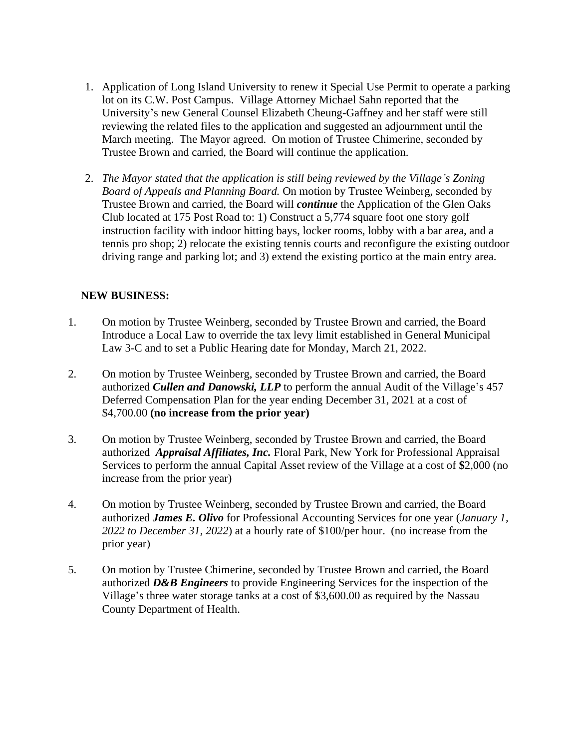1. Application of Long Island University to renew it Special Use Permit to operate a parking lot on its C.W. Post Campus. Village Attorney Michael Sahn reported that the University's new General Counsel Elizabeth Cheung-Gaffney and her staff were still reviewing the related files to the application and suggested an adjournment until the March meeting. The Mayor agreed. On motion of Trustee Chimerine, seconded by Trustee Brown and carried, the Board will continue the application.

2. *The Mayor stated that the application is still being reviewed by the Village's Zoning Board of Appeals and Planning Board.* On motion by Trustee Weinberg, seconded by Trustee Brown and carried, the Board will ***continue*** the Application of the Glen Oaks Club located at 175 Post Road to: 1) Construct a 5,774 square foot one story golf instruction facility with indoor hitting bays, locker rooms, lobby with a bar area, and a tennis pro shop; 2) relocate the existing tennis courts and reconfigure the existing outdoor driving range and parking lot; and 3) extend the existing portico at the main entry area.

**NEW BUSINESS:**

1. On motion by Trustee Weinberg, seconded by Trustee Brown and carried, the Board Introduce a Local Law to override the tax levy limit established in General Municipal Law 3-C and to set a Public Hearing date for Monday, March 21, 2022.

2. On motion by Trustee Weinberg, seconded by Trustee Brown and carried, the Board authorized ***Cullen and Danowski, LLP*** to perform the annual Audit of the Village's 457 Deferred Compensation Plan for the year ending December 31, 2021 at a cost of $4,700.00 **(no increase from the prior year)**

3. On motion by Trustee Weinberg, seconded by Trustee Brown and carried, the Board authorized ***Appraisal Affiliates, Inc.*** Floral Park, New York for Professional Appraisal Services to perform the annual Capital Asset review of the Village at a cost of **$**2,000 (no increase from the prior year)

4. On motion by Trustee Weinberg, seconded by Trustee Brown and carried, the Board authorized ***James E. Olivo*** for Professional Accounting Services for one year (*January 1, 2022 to December 31, 2022*) at a hourly rate of $100/per hour. (no increase from the prior year)

5. On motion by Trustee Chimerine, seconded by Trustee Brown and carried, the Board authorized ***D&B Engineers*** to provide Engineering Services for the inspection of the Village's three water storage tanks at a cost of $3,600.00 as required by the Nassau County Department of Health.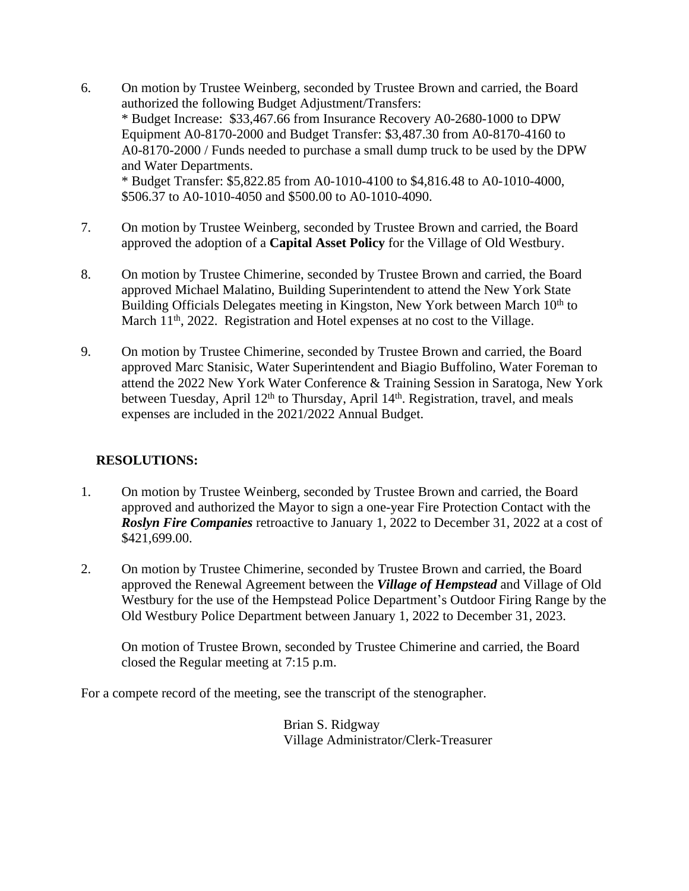6. On motion by Trustee Weinberg, seconded by Trustee Brown and carried, the Board authorized the following Budget Adjustment/Transfers:
   * Budget Increase: $33,467.66 from Insurance Recovery A0-2680-1000 to DPW Equipment A0-8170-2000 and Budget Transfer: $3,487.30 from A0-8170-4160 to A0-8170-2000 / Funds needed to purchase a small dump truck to be used by the DPW and Water Departments.
   * Budget Transfer: $5,822.85 from A0-1010-4100 to $4,816.48 to A0-1010-4000, $506.37 to A0-1010-4050 and $500.00 to A0-1010-4090.

7. On motion by Trustee Weinberg, seconded by Trustee Brown and carried, the Board approved the adoption of a **Capital Asset Policy** for the Village of Old Westbury.

8. On motion by Trustee Chimerine, seconded by Trustee Brown and carried, the Board approved Michael Malatino, Building Superintendent to attend the New York State Building Officials Delegates meeting in Kingston, New York between March 10th to March 11th, 2022. Registration and Hotel expenses at no cost to the Village.

9. On motion by Trustee Chimerine, seconded by Trustee Brown and carried, the Board approved Marc Stanisic, Water Superintendent and Biagio Buffolino, Water Foreman to attend the 2022 New York Water Conference & Training Session in Saratoga, New York between Tuesday, April 12th to Thursday, April 14th. Registration, travel, and meals expenses are included in the 2021/2022 Annual Budget.

**RESOLUTIONS:**

1. On motion by Trustee Weinberg, seconded by Trustee Brown and carried, the Board approved and authorized the Mayor to sign a one-year Fire Protection Contact with the ***Roslyn Fire Companies*** retroactive to January 1, 2022 to December 31, 2022 at a cost of $421,699.00.

2. On motion by Trustee Chimerine, seconded by Trustee Brown and carried, the Board approved the Renewal Agreement between the ***Village of Hempstead*** and Village of Old Westbury for the use of the Hempstead Police Department's Outdoor Firing Range by the Old Westbury Police Department between January 1, 2022 to December 31, 2023.

   On motion of Trustee Brown, seconded by Trustee Chimerine and carried, the Board closed the Regular meeting at 7:15 p.m.

For a compete record of the meeting, see the transcript of the stenographer.

Brian S. Ridgway
Village Administrator/Clerk-Treasurer